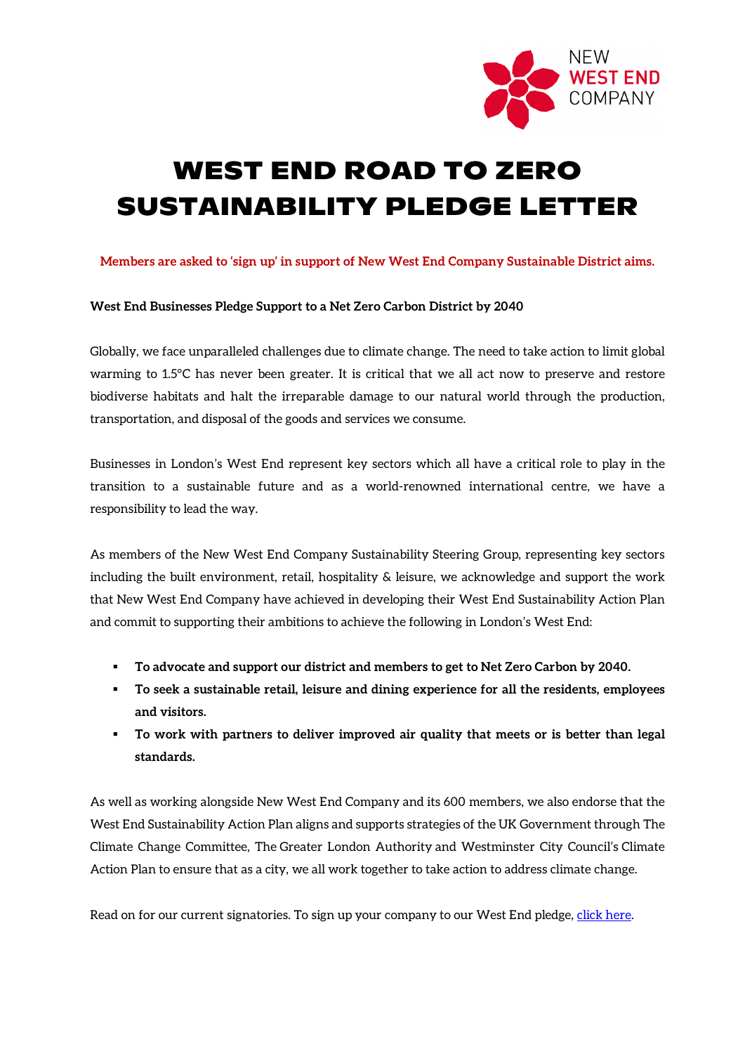NEW WEST END COMPANY

# WEST END ROAD TO ZERO SUSTAINABILITY PLEDGE LETTER

**Members are asked to 'sign up' in support of New West End Company Sustainable District aims.**

**West End Businesses Pledge Support to a Net Zero Carbon District by 2040**

Globally, we face unparalleled challenges due to climate change. The need to take action to limit global warming to 1.5°C has never been greater. It is critical that we all act now to preserve and restore biodiverse habitats and halt the irreparable damage to our natural world through the production, transportation, and disposal of the goods and services we consume.

Businesses in London's West End represent key sectors which all have a critical role to play in the transition to a sustainable future and as a world-renowned international centre, we have a responsibility to lead the way.

As members of the New West End Company Sustainability Steering Group, representing key sectors including the built environment, retail, hospitality & leisure, we acknowledge and support the work that New West End Company have achieved in developing their West End Sustainability Action Plan and commit to supporting their ambitions to achieve the following in London's West End:

- **To advocate and support our district and members to get to Net Zero Carbon by 2040.**
- **To seek a sustainable retail, leisure and dining experience for all the residents, employees and visitors.**
- **To work with partners to deliver improved air quality that meets or is better than legal standards.**

As well as working alongside New West End Company and its 600 members, we also endorse that the West End Sustainability Action Plan aligns and supports strategies of the UK Government through The Climate Change Committee, The Greater London Authority and Westminster City Council's Climate Action Plan to ensure that as a city, we all work together to take action to address climate change.

Read on for our current signatories. To sign up your company to our West End pledge, click here.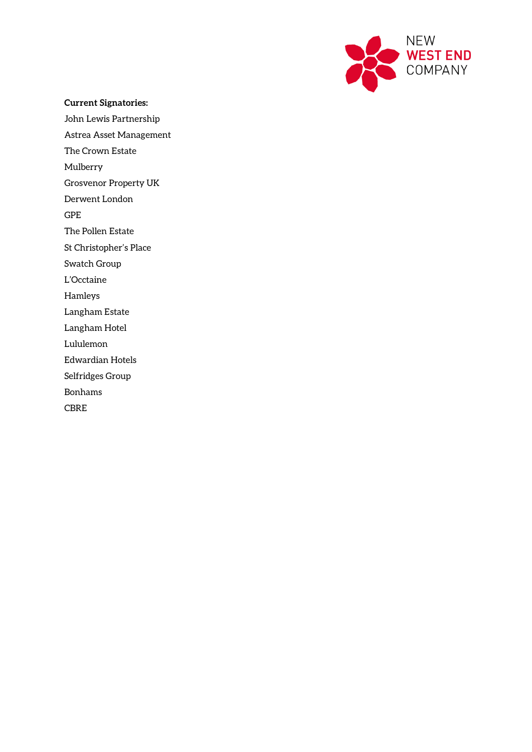**Current Signatories:**

John Lewis Partnership

Astrea Asset Management

The Crown Estate

Mulberry

Grosvenor Property UK

Derwent London

GPE

The Pollen Estate

St Christopher's Place

Swatch Group

L'Occtaine

Hamleys

Langham Estate

Langham Hotel

Lululemon

Edwardian Hotels

Selfridges Group

Bonhams

CBRE